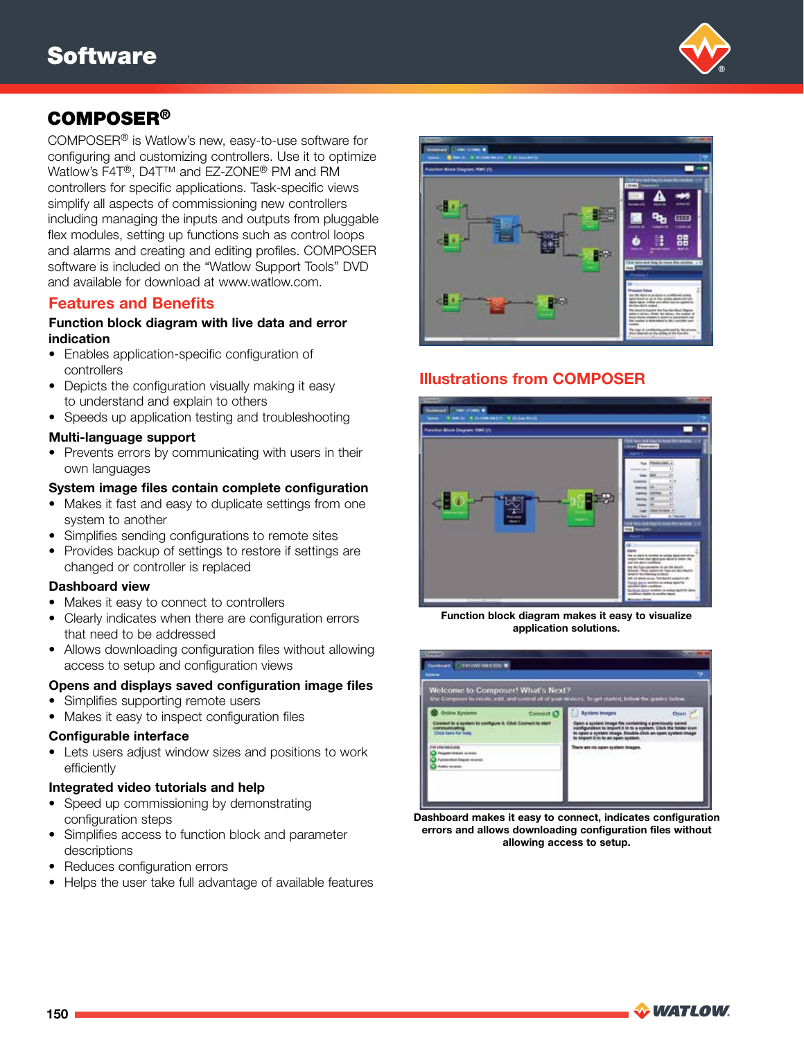# Software

## COMPOSER®

COMPOSER® is Watlow's new, easy-to-use software for configuring and customizing controllers. Use it to optimize Watlow's F4T®, D4T™ and EZ-ZONE® PM and RM controllers for specific applications. Task-specific views simplify all aspects of commissioning new controllers including managing the inputs and outputs from pluggable flex modules, setting up functions such as control loops and alarms and creating and editing profiles. COMPOSER software is included on the "Watlow Support Tools" DVD and available for download at www.watlow.com.

### Features and Benefits

**Function block diagram with live data and error indication**

- Enables application-specific configuration of controllers
- Depicts the configuration visually making it easy to understand and explain to others
- Speeds up application testing and troubleshooting

**Multi-language support**

- Prevents errors by communicating with users in their own languages

**System image files contain complete configuration**

- Makes it fast and easy to duplicate settings from one system to another
- Simplifies sending configurations to remote sites
- Provides backup of settings to restore if settings are changed or controller is replaced

**Dashboard view**

- Makes it easy to connect to controllers
- Clearly indicates when there are configuration errors that need to be addressed
- Allows downloading configuration files without allowing access to setup and configuration views

**Opens and displays saved configuration image files**

- Simplifies supporting remote users
- Makes it easy to inspect configuration files

**Configurable interface**

- Lets users adjust window sizes and positions to work efficiently

**Integrated video tutorials and help**

- Speed up commissioning by demonstrating configuration steps
- Simplifies access to function block and parameter descriptions
- Reduces configuration errors
- Helps the user take full advantage of available features

### Illustrations from COMPOSER

Function block diagram makes it easy to visualize application solutions.

Dashboard makes it easy to connect, indicates configuration errors and allows downloading configuration files without allowing access to setup.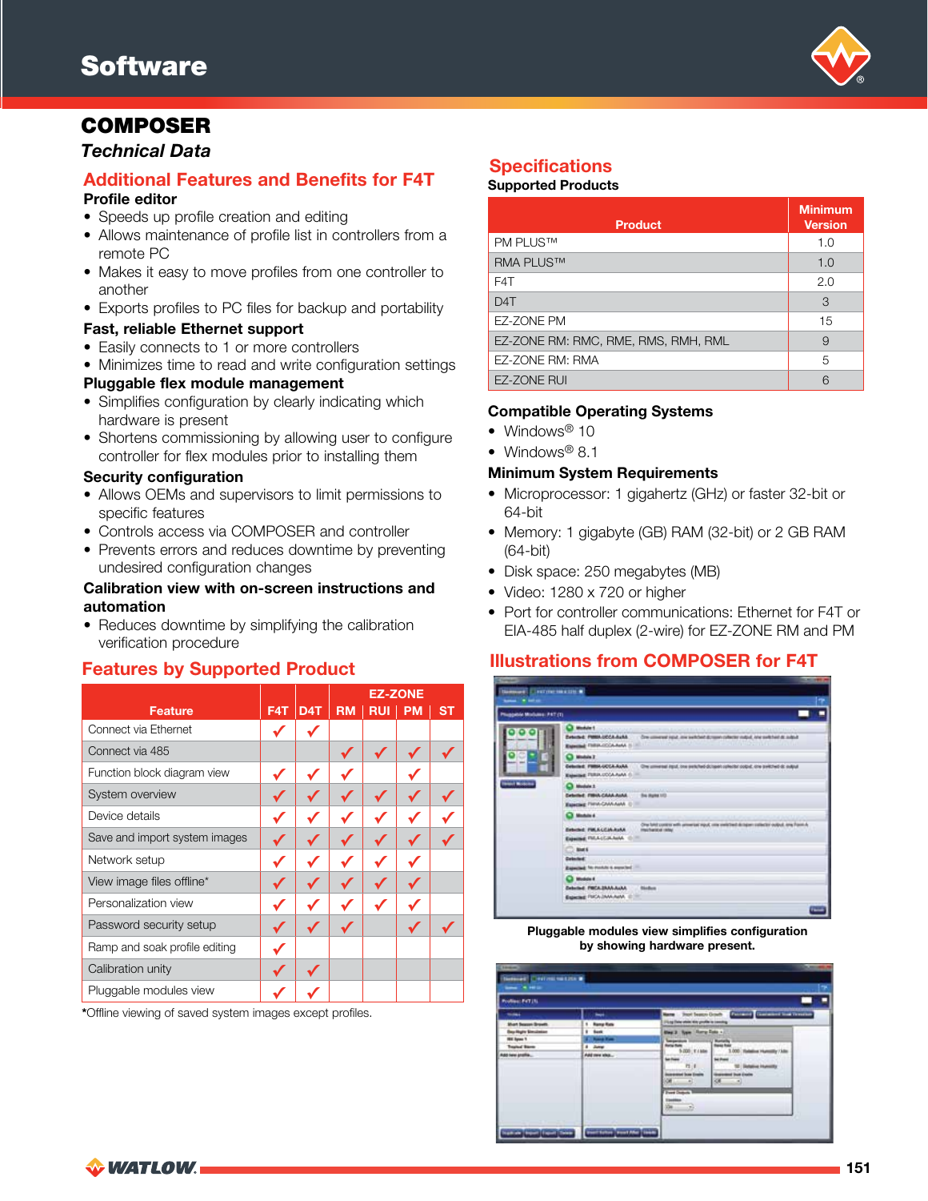# Software

## COMPOSER

*Technical Data*

### Additional Features and Benefits for F4T

**Profile editor**

- Speeds up profile creation and editing
- Allows maintenance of profile list in controllers from a remote PC
- Makes it easy to move profiles from one controller to another
- Exports profiles to PC files for backup and portability

**Fast, reliable Ethernet support**

- Easily connects to 1 or more controllers
- Minimizes time to read and write configuration settings

**Pluggable flex module management**

- Simplifies configuration by clearly indicating which hardware is present
- Shortens commissioning by allowing user to configure controller for flex modules prior to installing them

**Security configuration**

- Allows OEMs and supervisors to limit permissions to specific features
- Controls access via COMPOSER and controller
- Prevents errors and reduces downtime by preventing undesired configuration changes

**Calibration view with on-screen instructions and automation**

- Reduces downtime by simplifying the calibration verification procedure

### Features by Supported Product

| Feature | F4T | D4T | EZ-ZONE | | | |
|---|---|---|---|---|---|---|
| | | | RM | RUI | PM | ST |
| Connect via Ethernet | ✓ | ✓ | | | | |
| Connect via 485 | | | ✓ | ✓ | ✓ | ✓ |
| Function block diagram view | ✓ | ✓ | ✓ | | ✓ | |
| System overview | ✓ | ✓ | ✓ | ✓ | ✓ | ✓ |
| Device details | ✓ | ✓ | ✓ | ✓ | ✓ | ✓ |
| Save and import system images | ✓ | ✓ | ✓ | ✓ | ✓ | ✓ |
| Network setup | ✓ | ✓ | ✓ | ✓ | ✓ | |
| View image files offline* | ✓ | ✓ | ✓ | ✓ | ✓ | |
| Personalization view | ✓ | ✓ | ✓ | ✓ | ✓ | |
| Password security setup | ✓ | ✓ | ✓ | | ✓ | ✓ |
| Ramp and soak profile editing | ✓ | | | | | |
| Calibration unity | ✓ | ✓ | | | | |
| Pluggable modules view | ✓ | ✓ | | | | |

*Offline viewing of saved system images except profiles.

### Specifications

**Supported Products**

| Product | Minimum Version |
|---|---|
| PM PLUS™ | 1.0 |
| RMA PLUS™ | 1.0 |
| F4T | 2.0 |
| D4T | 3 |
| EZ-ZONE PM | 15 |
| EZ-ZONE RM: RMC, RME, RMS, RMH, RML | 9 |
| EZ-ZONE RM: RMA | 5 |
| EZ-ZONE RUI | 6 |

**Compatible Operating Systems**

- Windows® 10
- Windows® 8.1

**Minimum System Requirements**

- Microprocessor: 1 gigahertz (GHz) or faster 32-bit or 64-bit
- Memory: 1 gigabyte (GB) RAM (32-bit) or 2 GB RAM (64-bit)
- Disk space: 250 megabytes (MB)
- Video: 1280 x 720 or higher
- Port for controller communications: Ethernet for F4T or EIA-485 half duplex (2-wire) for EZ-ZONE RM and PM

### Illustrations from COMPOSER for F4T

Pluggable modules view simplifies configuration by showing hardware present.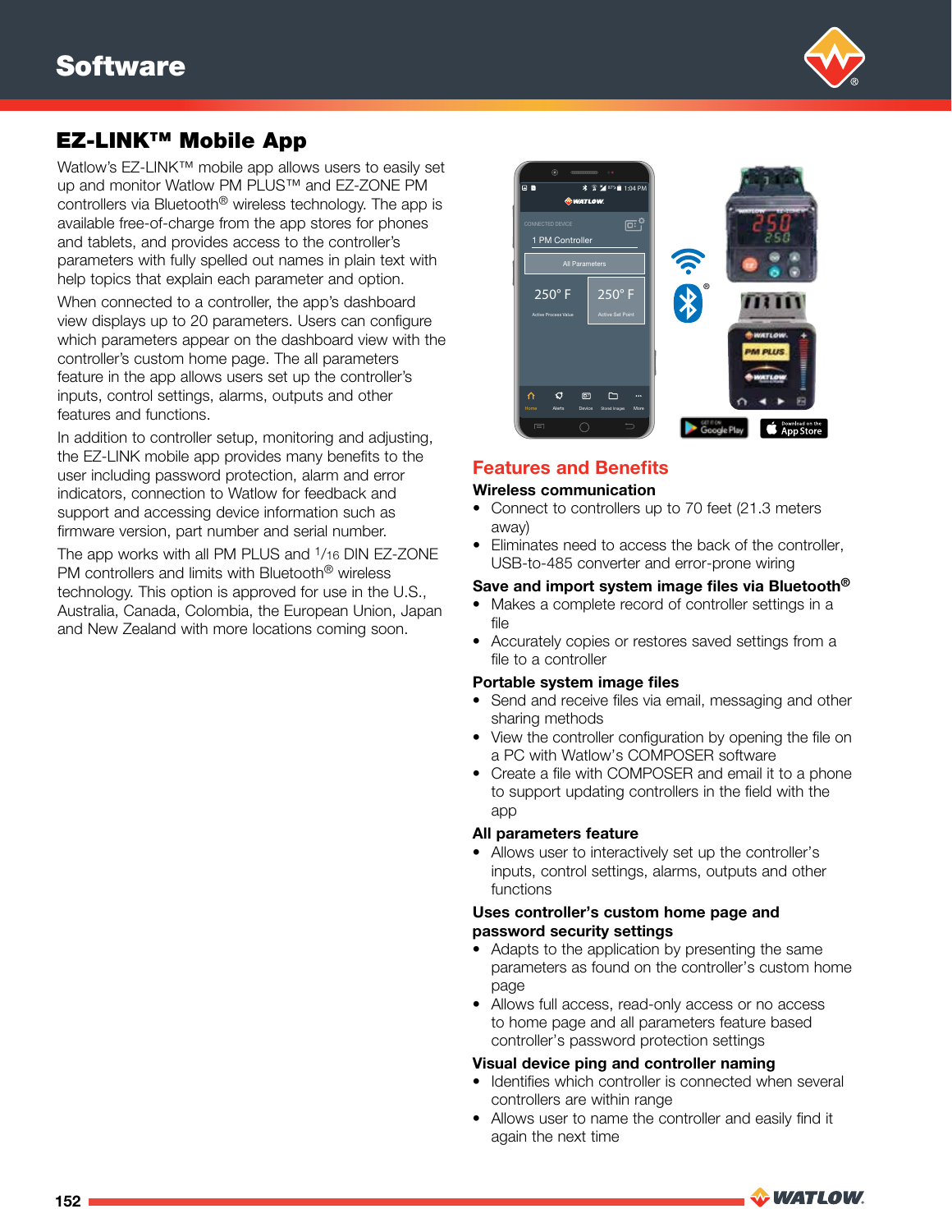## EZ-LINK™ Mobile App

Watlow's EZ-LINK™ mobile app allows users to easily set up and monitor Watlow PM PLUS™ and EZ-ZONE PM controllers via Bluetooth® wireless technology. The app is available free-of-charge from the app stores for phones and tablets, and provides access to the controller's parameters with fully spelled out names in plain text with help topics that explain each parameter and option.

When connected to a controller, the app's dashboard view displays up to 20 parameters. Users can configure which parameters appear on the dashboard view with the controller's custom home page. The all parameters feature in the app allows users set up the controller's inputs, control settings, alarms, outputs and other features and functions.

In addition to controller setup, monitoring and adjusting, the EZ-LINK mobile app provides many benefits to the user including password protection, alarm and error indicators, connection to Watlow for feedback and support and accessing device information such as firmware version, part number and serial number.

The app works with all PM PLUS and 1/16 DIN EZ-ZONE PM controllers and limits with Bluetooth® wireless technology. This option is approved for use in the U.S., Australia, Canada, Colombia, the European Union, Japan and New Zealand with more locations coming soon.

### Features and Benefits

**Wireless communication**

- Connect to controllers up to 70 feet (21.3 meters away)
- Eliminates need to access the back of the controller, USB-to-485 converter and error-prone wiring

**Save and import system image files via Bluetooth®**

- Makes a complete record of controller settings in a file
- Accurately copies or restores saved settings from a file to a controller

**Portable system image files**

- Send and receive files via email, messaging and other sharing methods
- View the controller configuration by opening the file on a PC with Watlow's COMPOSER software
- Create a file with COMPOSER and email it to a phone to support updating controllers in the field with the app

**All parameters feature**

- Allows user to interactively set up the controller's inputs, control settings, alarms, outputs and other functions

**Uses controller's custom home page and password security settings**

- Adapts to the application by presenting the same parameters as found on the controller's custom home page
- Allows full access, read-only access or no access to home page and all parameters feature based controller's password protection settings

**Visual device ping and controller naming**

- Identifies which controller is connected when several controllers are within range
- Allows user to name the controller and easily find it again the next time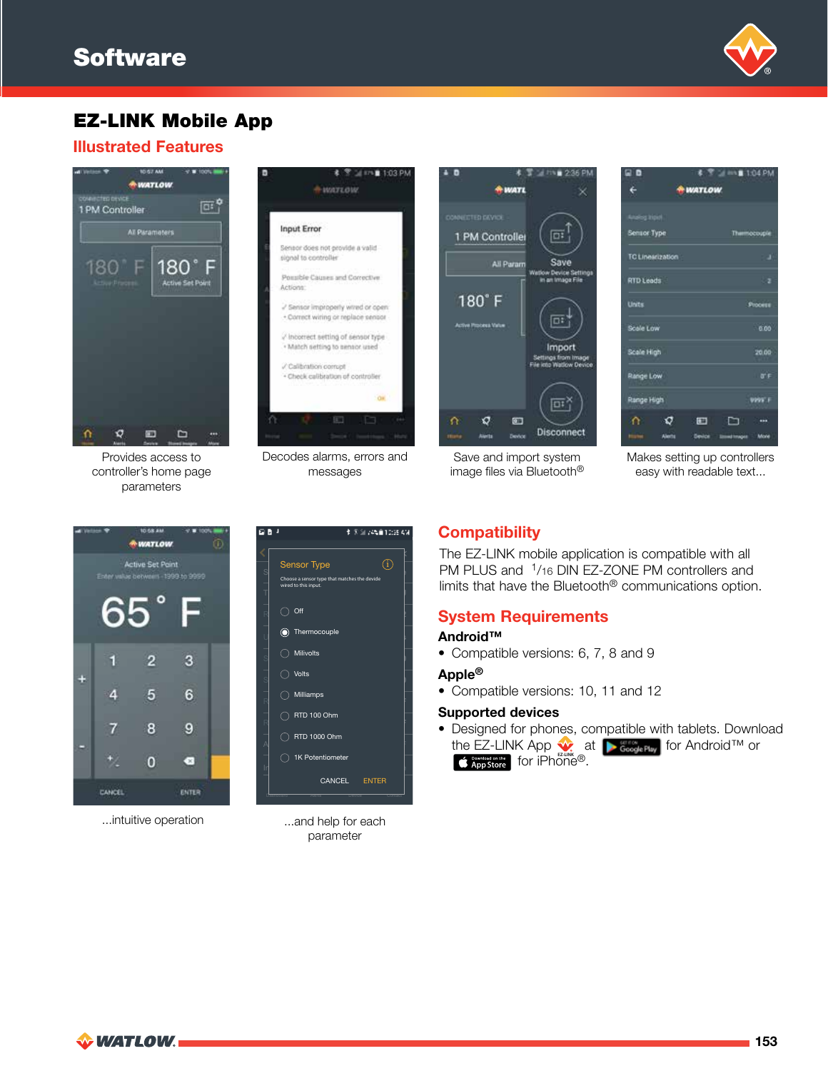# Software

## EZ-LINK Mobile App

### Illustrated Features

Provides access to controller's home page parameters

Decodes alarms, errors and messages

Save and import system image files via Bluetooth®

Makes setting up controllers easy with readable text...

...intuitive operation

...and help for each parameter

### Compatibility

The EZ-LINK mobile application is compatible with all PM PLUS and 1/16 DIN EZ-ZONE PM controllers and limits that have the Bluetooth® communications option.

### System Requirements

**Android™**

- Compatible versions: 6, 7, 8 and 9

**Apple®**

- Compatible versions: 10, 11 and 12

**Supported devices**

- Designed for phones, compatible with tablets. Download the EZ-LINK App at Google Play for Android™ or App Store for iPhone®.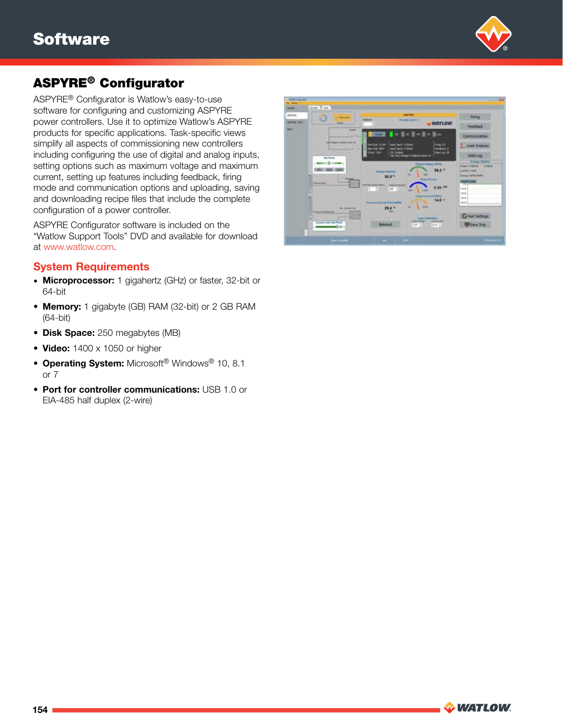# Software

## ASPYRE® Configurator

ASPYRE® Configurator is Watlow's easy-to-use software for configuring and customizing ASPYRE power controllers. Use it to optimize Watlow's ASPYRE products for specific applications. Task-specific views simplify all aspects of commissioning new controllers including configuring the use of digital and analog inputs, setting options such as maximum voltage and maximum current, setting up features including feedback, firing mode and communication options and uploading, saving and downloading recipe files that include the complete configuration of a power controller.

ASPYRE Configurator software is included on the "Watlow Support Tools" DVD and available for download at www.watlow.com.

### System Requirements

- **Microprocessor:** 1 gigahertz (GHz) or faster, 32-bit or 64-bit
- **Memory:** 1 gigabyte (GB) RAM (32-bit) or 2 GB RAM (64-bit)
- **Disk Space:** 250 megabytes (MB)
- **Video:** 1400 x 1050 or higher
- **Operating System:** Microsoft® Windows® 10, 8.1 or 7
- **Port for controller communications:** USB 1.0 or EIA-485 half duplex (2-wire)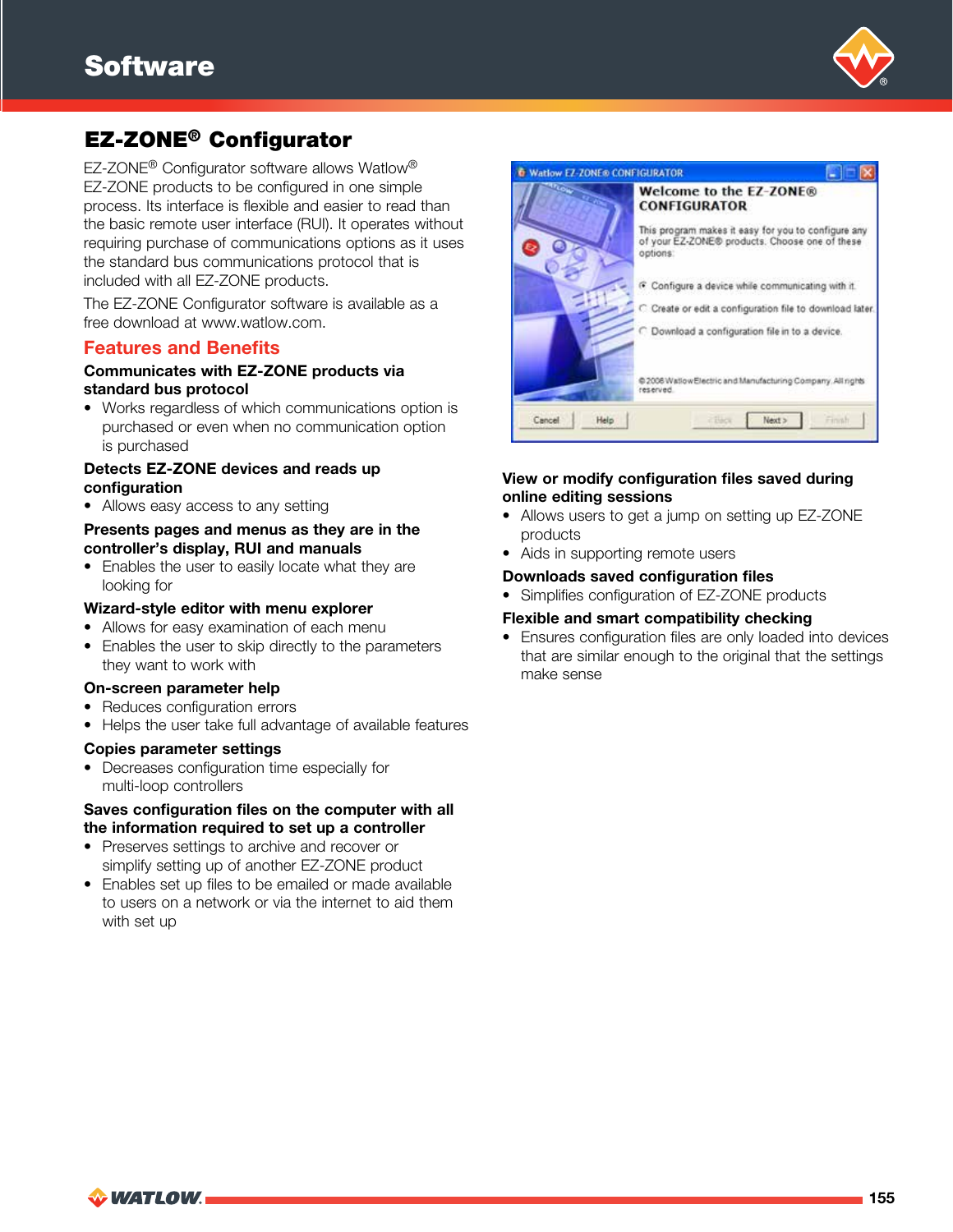# Software

## EZ-ZONE® Configurator

EZ-ZONE® Configurator software allows Watlow® EZ-ZONE products to be configured in one simple process. Its interface is flexible and easier to read than the basic remote user interface (RUI). It operates without requiring purchase of communications options as it uses the standard bus communications protocol that is included with all EZ-ZONE products.

The EZ-ZONE Configurator software is available as a free download at www.watlow.com.

### Features and Benefits

**Communicates with EZ-ZONE products via standard bus protocol**

- Works regardless of which communications option is purchased or even when no communication option is purchased

**Detects EZ-ZONE devices and reads up configuration**

- Allows easy access to any setting

**Presents pages and menus as they are in the controller's display, RUI and manuals**

- Enables the user to easily locate what they are looking for

**Wizard-style editor with menu explorer**

- Allows for easy examination of each menu
- Enables the user to skip directly to the parameters they want to work with

**On-screen parameter help**

- Reduces configuration errors
- Helps the user take full advantage of available features

**Copies parameter settings**

- Decreases configuration time especially for multi-loop controllers

**Saves configuration files on the computer with all the information required to set up a controller**

- Preserves settings to archive and recover or simplify setting up of another EZ-ZONE product
- Enables set up files to be emailed or made available to users on a network or via the internet to aid them with set up

**View or modify configuration files saved during online editing sessions**

- Allows users to get a jump on setting up EZ-ZONE products
- Aids in supporting remote users

**Downloads saved configuration files**

- Simplifies configuration of EZ-ZONE products

**Flexible and smart compatibility checking**

- Ensures configuration files are only loaded into devices that are similar enough to the original that the settings make sense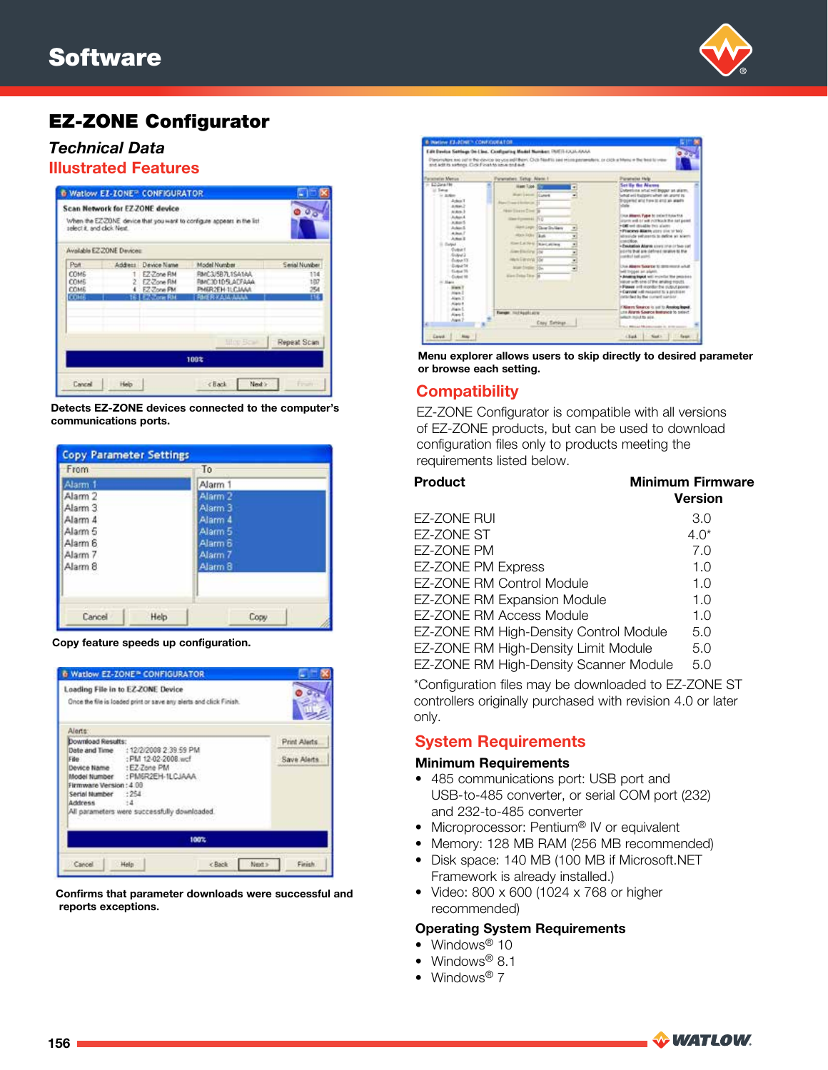# Software

## EZ-ZONE Configurator

### *Technical Data*

### Illustrated Features

**Detects EZ-ZONE devices connected to the computer's communications ports.**

**Copy feature speeds up configuration.**

**Confirms that parameter downloads were successful and reports exceptions.**

**Menu explorer allows users to skip directly to desired parameter or browse each setting.**

### Compatibility

EZ-ZONE Configurator is compatible with all versions of EZ-ZONE products, but can be used to download configuration files only to products meeting the requirements listed below.

| Product | Minimum Firmware Version |
|---|---|
| EZ-ZONE RUI | 3.0 |
| EZ-ZONE ST | 4.0* |
| EZ-ZONE PM | 7.0 |
| EZ-ZONE PM Express | 1.0 |
| EZ-ZONE RM Control Module | 1.0 |
| EZ-ZONE RM Expansion Module | 1.0 |
| EZ-ZONE RM Access Module | 1.0 |
| EZ-ZONE RM High-Density Control Module | 5.0 |
| EZ-ZONE RM High-Density Limit Module | 5.0 |
| EZ-ZONE RM High-Density Scanner Module | 5.0 |

*Configuration files may be downloaded to EZ-ZONE ST controllers originally purchased with revision 4.0 or later only.

### System Requirements

**Minimum Requirements**

- 485 communications port: USB port and USB-to-485 converter, or serial COM port (232) and 232-to-485 converter
- Microprocessor: Pentium® IV or equivalent
- Memory: 128 MB RAM (256 MB recommended)
- Disk space: 140 MB (100 MB if Microsoft.NET Framework is already installed.)
- Video: 800 x 600 (1024 x 768 or higher recommended)

**Operating System Requirements**

- Windows® 10
- Windows® 8.1
- Windows® 7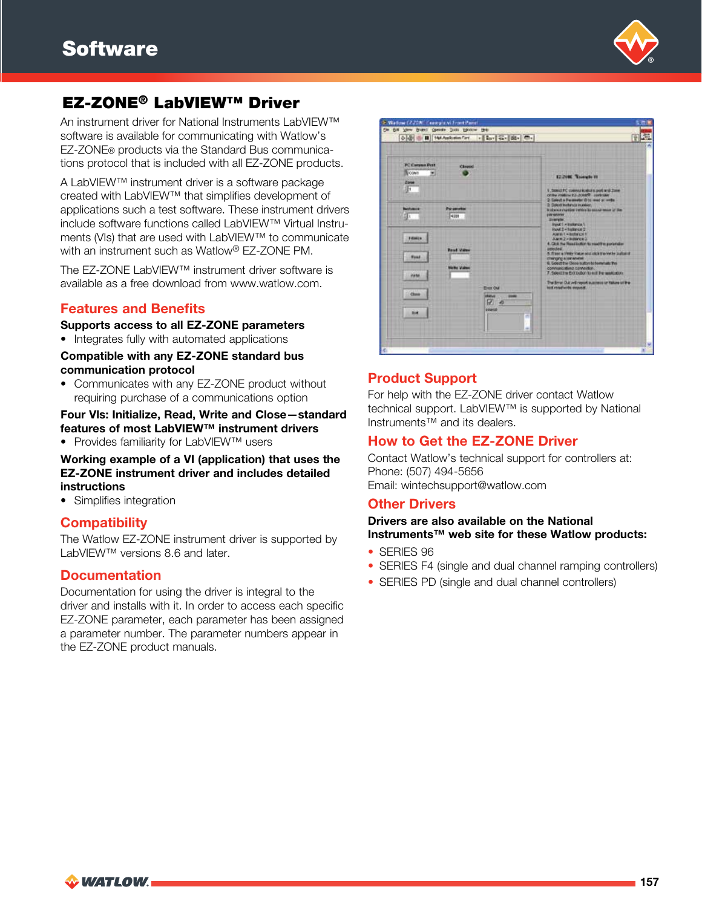# EZ-ZONE® LabVIEW™ Driver

An instrument driver for National Instruments LabVIEW™ software is available for communicating with Watlow's EZ-ZONE® products via the Standard Bus communications protocol that is included with all EZ-ZONE products.

A LabVIEW™ instrument driver is a software package created with LabVIEW™ that simplifies development of applications such a test software. These instrument drivers include software functions called LabVIEW™ Virtual Instruments (VIs) that are used with LabVIEW™ to communicate with an instrument such as Watlow® EZ-ZONE PM.

The EZ-ZONE LabVIEW™ instrument driver software is available as a free download from www.watlow.com.

## Features and Benefits

**Supports access to all EZ-ZONE parameters**

- Integrates fully with automated applications

**Compatible with any EZ-ZONE standard bus communication protocol**

- Communicates with any EZ-ZONE product without requiring purchase of a communications option

**Four VIs: Initialize, Read, Write and Close—standard features of most LabVIEW™ instrument drivers**

- Provides familiarity for LabVIEW™ users

**Working example of a VI (application) that uses the EZ-ZONE instrument driver and includes detailed instructions**

- Simplifies integration

## Compatibility

The Watlow EZ-ZONE instrument driver is supported by LabVIEW™ versions 8.6 and later.

## Documentation

Documentation for using the driver is integral to the driver and installs with it. In order to access each specific EZ-ZONE parameter, each parameter has been assigned a parameter number. The parameter numbers appear in the EZ-ZONE product manuals.

## Product Support

For help with the EZ-ZONE driver contact Watlow technical support. LabVIEW™ is supported by National Instruments™ and its dealers.

## How to Get the EZ-ZONE Driver

Contact Watlow's technical support for controllers at:
Phone: (507) 494-5656
Email: wintechsupport@watlow.com

## Other Drivers

**Drivers are also available on the National Instruments™ web site for these Watlow products:**

- SERIES 96
- SERIES F4 (single and dual channel ramping controllers)
- SERIES PD (single and dual channel controllers)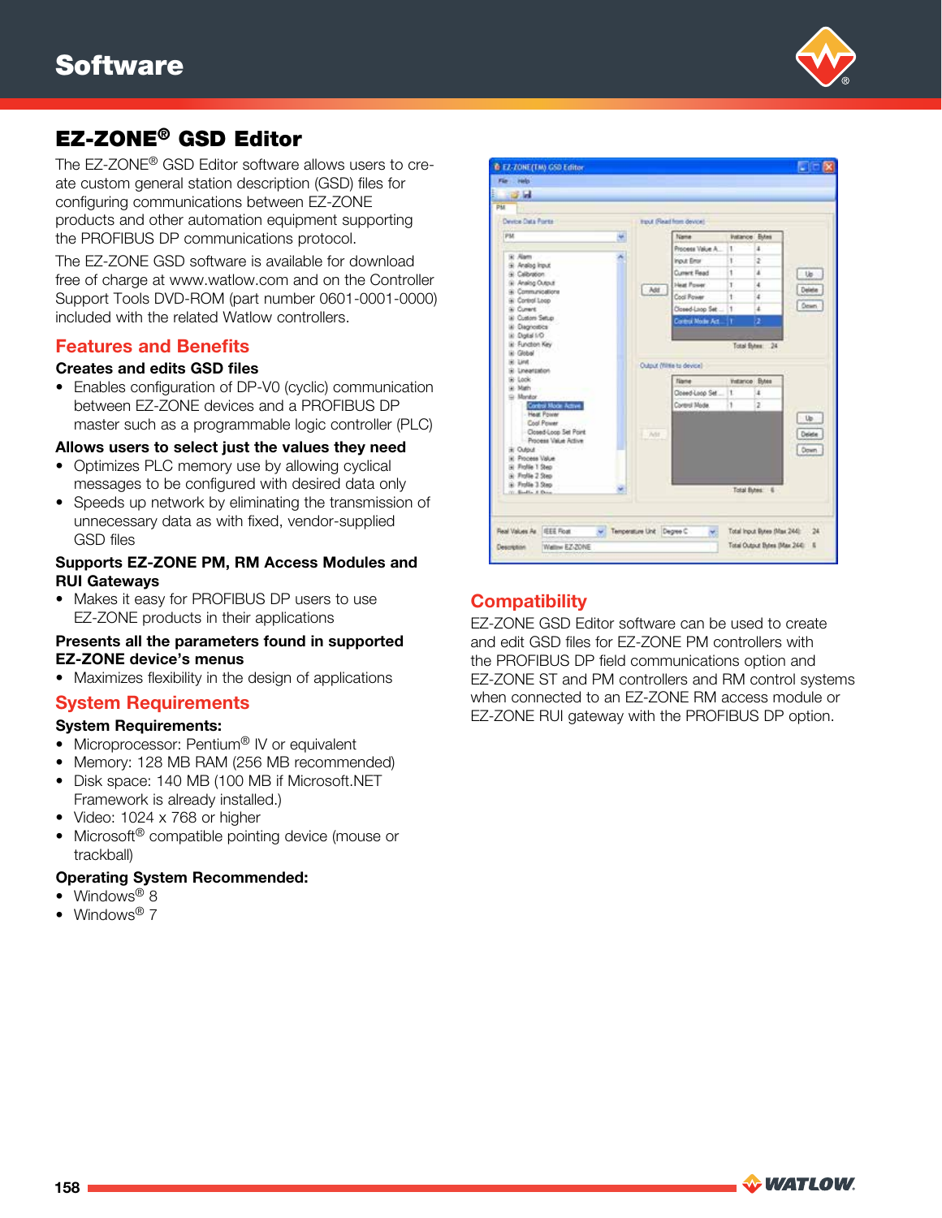# Software

## EZ-ZONE® GSD Editor

The EZ-ZONE® GSD Editor software allows users to create custom general station description (GSD) files for configuring communications between EZ-ZONE products and other automation equipment supporting the PROFIBUS DP communications protocol.

The EZ-ZONE GSD software is available for download free of charge at www.watlow.com and on the Controller Support Tools DVD-ROM (part number 0601-0001-0000) included with the related Watlow controllers.

### Features and Benefits

**Creates and edits GSD files**

- Enables configuration of DP-V0 (cyclic) communication between EZ-ZONE devices and a PROFIBUS DP master such as a programmable logic controller (PLC)

**Allows users to select just the values they need**

- Optimizes PLC memory use by allowing cyclical messages to be configured with desired data only
- Speeds up network by eliminating the transmission of unnecessary data as with fixed, vendor-supplied GSD files

**Supports EZ-ZONE PM, RM Access Modules and RUI Gateways**

- Makes it easy for PROFIBUS DP users to use EZ-ZONE products in their applications

**Presents all the parameters found in supported EZ-ZONE device's menus**

- Maximizes flexibility in the design of applications

### System Requirements

**System Requirements:**

- Microprocessor: Pentium® IV or equivalent
- Memory: 128 MB RAM (256 MB recommended)
- Disk space: 140 MB (100 MB if Microsoft.NET Framework is already installed.)
- Video: 1024 x 768 or higher
- Microsoft® compatible pointing device (mouse or trackball)

**Operating System Recommended:**

- Windows® 8
- Windows® 7

### Compatibility

EZ-ZONE GSD Editor software can be used to create and edit GSD files for EZ-ZONE PM controllers with the PROFIBUS DP field communications option and EZ-ZONE ST and PM controllers and RM control systems when connected to an EZ-ZONE RM access module or EZ-ZONE RUI gateway with the PROFIBUS DP option.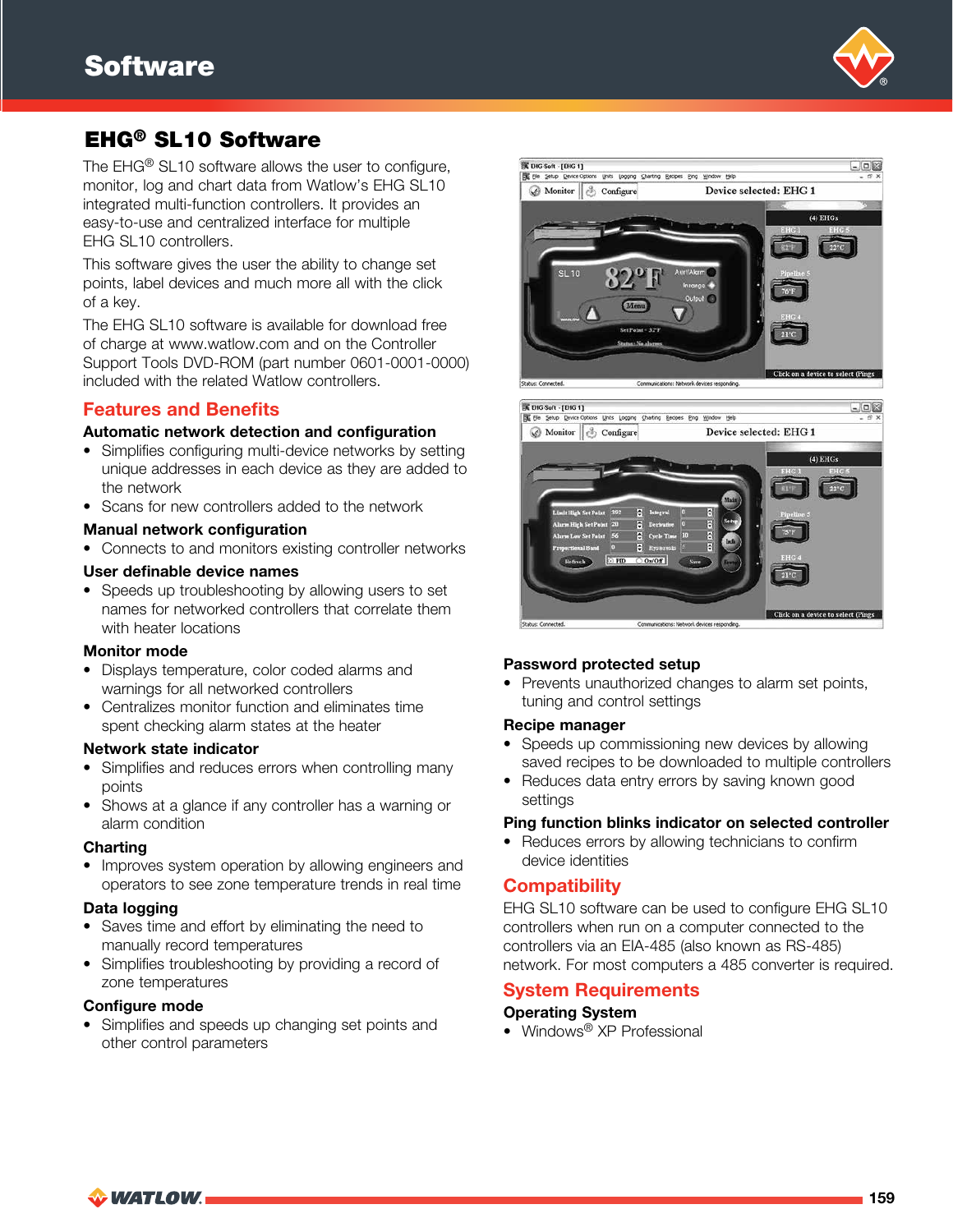# Software

## EHG® SL10 Software

The EHG® SL10 software allows the user to configure, monitor, log and chart data from Watlow's EHG SL10 integrated multi-function controllers. It provides an easy-to-use and centralized interface for multiple EHG SL10 controllers.

This software gives the user the ability to change set points, label devices and much more all with the click of a key.

The EHG SL10 software is available for download free of charge at www.watlow.com and on the Controller Support Tools DVD-ROM (part number 0601-0001-0000) included with the related Watlow controllers.

### Features and Benefits

**Automatic network detection and configuration**

- Simplifies configuring multi-device networks by setting unique addresses in each device as they are added to the network
- Scans for new controllers added to the network

**Manual network configuration**

- Connects to and monitors existing controller networks

**User definable device names**

- Speeds up troubleshooting by allowing users to set names for networked controllers that correlate them with heater locations

**Monitor mode**

- Displays temperature, color coded alarms and warnings for all networked controllers
- Centralizes monitor function and eliminates time spent checking alarm states at the heater

**Network state indicator**

- Simplifies and reduces errors when controlling many points
- Shows at a glance if any controller has a warning or alarm condition

**Charting**

- Improves system operation by allowing engineers and operators to see zone temperature trends in real time

**Data logging**

- Saves time and effort by eliminating the need to manually record temperatures
- Simplifies troubleshooting by providing a record of zone temperatures

**Configure mode**

- Simplifies and speeds up changing set points and other control parameters

**Password protected setup**

- Prevents unauthorized changes to alarm set points, tuning and control settings

**Recipe manager**

- Speeds up commissioning new devices by allowing saved recipes to be downloaded to multiple controllers
- Reduces data entry errors by saving known good settings

**Ping function blinks indicator on selected controller**

- Reduces errors by allowing technicians to confirm device identities

### Compatibility

EHG SL10 software can be used to configure EHG SL10 controllers when run on a computer connected to the controllers via an EIA-485 (also known as RS-485) network. For most computers a 485 converter is required.

### System Requirements

**Operating System**

- Windows® XP Professional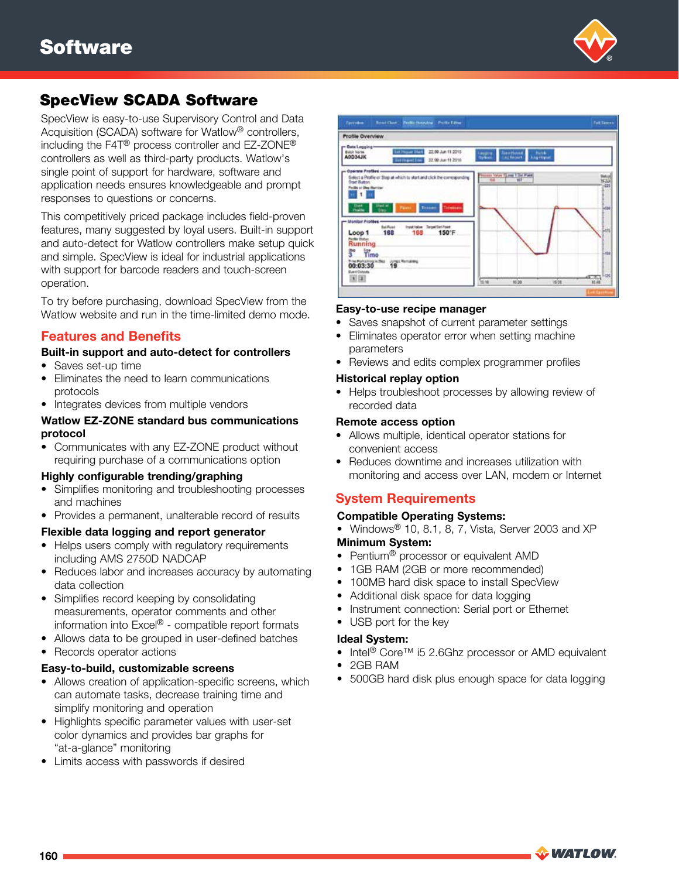# Software

## SpecView SCADA Software

SpecView is easy-to-use Supervisory Control and Data Acquisition (SCADA) software for Watlow® controllers, including the F4T® process controller and EZ-ZONE® controllers as well as third-party products. Watlow's single point of support for hardware, software and application needs ensures knowledgeable and prompt responses to questions or concerns.

This competitively priced package includes field-proven features, many suggested by loyal users. Built-in support and auto-detect for Watlow controllers make setup quick and simple. SpecView is ideal for industrial applications with support for barcode readers and touch-screen operation.

To try before purchasing, download SpecView from the Watlow website and run in the time-limited demo mode.

### Features and Benefits

**Built-in support and auto-detect for controllers**

- Saves set-up time
- Eliminates the need to learn communications protocols
- Integrates devices from multiple vendors

**Watlow EZ-ZONE standard bus communications protocol**

- Communicates with any EZ-ZONE product without requiring purchase of a communications option

**Highly configurable trending/graphing**

- Simplifies monitoring and troubleshooting processes and machines
- Provides a permanent, unalterable record of results

**Flexible data logging and report generator**

- Helps users comply with regulatory requirements including AMS 2750D NADCAP
- Reduces labor and increases accuracy by automating data collection
- Simplifies record keeping by consolidating measurements, operator comments and other information into Excel® - compatible report formats
- Allows data to be grouped in user-defined batches
- Records operator actions

**Easy-to-build, customizable screens**

- Allows creation of application-specific screens, which can automate tasks, decrease training time and simplify monitoring and operation
- Highlights specific parameter values with user-set color dynamics and provides bar graphs for "at-a-glance" monitoring
- Limits access with passwords if desired

**Easy-to-use recipe manager**

- Saves snapshot of current parameter settings
- Eliminates operator error when setting machine parameters
- Reviews and edits complex programmer profiles

**Historical replay option**

- Helps troubleshoot processes by allowing review of recorded data

**Remote access option**

- Allows multiple, identical operator stations for convenient access
- Reduces downtime and increases utilization with monitoring and access over LAN, modem or Internet

### System Requirements

**Compatible Operating Systems:**

- Windows® 10, 8.1, 8, 7, Vista, Server 2003 and XP

**Minimum System:**

- Pentium® processor or equivalent AMD
- 1GB RAM (2GB or more recommended)
- 100MB hard disk space to install SpecView
- Additional disk space for data logging
- Instrument connection: Serial port or Ethernet
- USB port for the key

**Ideal System:**

- Intel® Core™ i5 2.6Ghz processor or AMD equivalent
- 2GB RAM
- 500GB hard disk plus enough space for data logging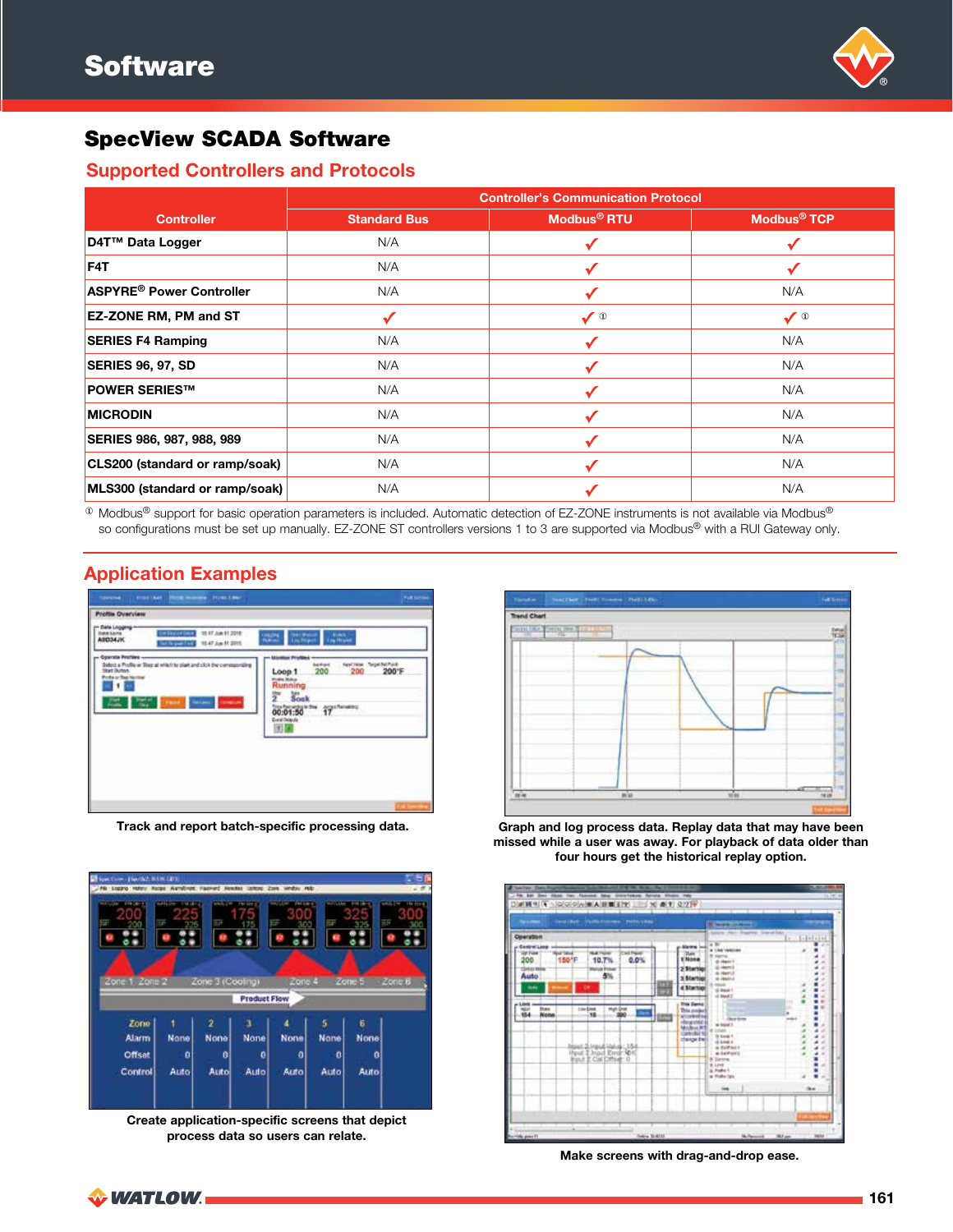# Software

## SpecView SCADA Software

### Supported Controllers and Protocols

| Controller | Controller's Communication Protocol | | |
|---|---|---|---|
| | Standard Bus | Modbus® RTU | Modbus® TCP |
| D4T™ Data Logger | N/A | ✓ | ✓ |
| F4T | N/A | ✓ | ✓ |
| ASPYRE® Power Controller | N/A | ✓ | N/A |
| EZ-ZONE RM, PM and ST | ✓ | ✓ ① | ✓ ① |
| SERIES F4 Ramping | N/A | ✓ | N/A |
| SERIES 96, 97, SD | N/A | ✓ | N/A |
| POWER SERIES™ | N/A | ✓ | N/A |
| MICRODIN | N/A | ✓ | N/A |
| SERIES 986, 987, 988, 989 | N/A | ✓ | N/A |
| CLS200 (standard or ramp/soak) | N/A | ✓ | N/A |
| MLS300 (standard or ramp/soak) | N/A | ✓ | N/A |

① Modbus® support for basic operation parameters is included. Automatic detection of EZ-ZONE instruments is not available via Modbus® so configurations must be set up manually. EZ-ZONE ST controllers versions 1 to 3 are supported via Modbus® with a RUI Gateway only.

### Application Examples

Track and report batch-specific processing data.

Graph and log process data. Replay data that may have been missed while a user was away. For playback of data older than four hours get the historical replay option.

Create application-specific screens that depict process data so users can relate.

Make screens with drag-and-drop ease.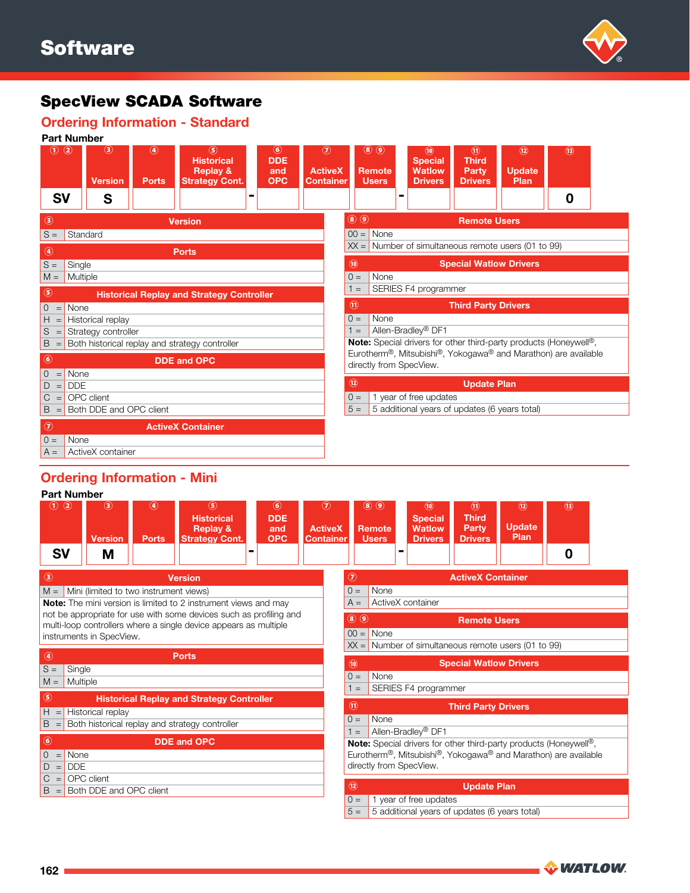# Software

## SpecView SCADA Software

### Ordering Information - Standard

**Part Number**

| ① ② | ③ Version | ④ Ports | ⑤ Historical Replay & Strategy Cont. | ⑥ DDE and OPC | ⑦ ActiveX Container | ⑧ ⑨ Remote Users | | ⑩ Special Watlow Drivers | ⑪ Third Party Drivers | ⑫ Update Plan | ⑬ |
|---|---|---|---|---|---|---|---|---|---|---|---|
| SV | S | | | - | | | - | | | | 0 |

| ③ | Version |
|---|---|
| S = | Standard |

| ④ | Ports |
|---|---|
| S = | Single |
| M = | Multiple |

| ⑤ | Historical Replay and Strategy Controller |
|---|---|
| 0 = | None |
| H = | Historical replay |
| S = | Strategy controller |
| B = | Both historical replay and strategy controller |

| ⑥ | DDE and OPC |
|---|---|
| 0 = | None |
| D = | DDE |
| C = | OPC client |
| B = | Both DDE and OPC client |

| ⑦ | ActiveX Container |
|---|---|
| 0 = | None |
| A = | ActiveX container |

| ⑧ ⑨ | Remote Users |
|---|---|
| 00 = | None |
| XX = | Number of simultaneous remote users (01 to 99) |

| ⑩ | Special Watlow Drivers |
|---|---|
| 0 = | None |
| 1 = | SERIES F4 programmer |

| ⑪ | Third Party Drivers |
|---|---|
| 0 = | None |
| 1 = | Allen-Bradley® DF1 |

**Note:** Special drivers for other third-party products (Honeywell®, Eurotherm®, Mitsubishi®, Yokogawa® and Marathon) are available directly from SpecView.

| ⑫ | Update Plan |
|---|---|
| 0 = | 1 year of free updates |
| 5 = | 5 additional years of updates (6 years total) |

### Ordering Information - Mini

**Part Number**

| ① ② | ③ Version | ④ Ports | ⑤ Historical Replay & Strategy Cont. | ⑥ DDE and OPC | ⑦ ActiveX Container | ⑧ ⑨ Remote Users | | ⑩ Special Watlow Drivers | ⑪ Third Party Drivers | ⑫ Update Plan | ⑬ |
|---|---|---|---|---|---|---|---|---|---|---|---|
| SV | M | | | - | | | - | | | | 0 |

| ③ | Version |
|---|---|
| M = | Mini (limited to two instrument views) |

**Note:** The mini version is limited to 2 instrument views and may not be appropriate for use with some devices such as profiling and multi-loop controllers where a single device appears as multiple instruments in SpecView.

| ④ | Ports |
|---|---|
| S = | Single |
| M = | Multiple |

| ⑤ | Historical Replay and Strategy Controller |
|---|---|
| H = | Historical replay |
| B = | Both historical replay and strategy controller |

| ⑥ | DDE and OPC |
|---|---|
| 0 = | None |
| D = | DDE |
| C = | OPC client |
| B = | Both DDE and OPC client |

| ⑦ | ActiveX Container |
|---|---|
| 0 = | None |
| A = | ActiveX container |

| ⑧ ⑨ | Remote Users |
|---|---|
| 00 = | None |
| XX = | Number of simultaneous remote users (01 to 99) |

| ⑩ | Special Watlow Drivers |
|---|---|
| 0 = | None |
| 1 = | SERIES F4 programmer |

| ⑪ | Third Party Drivers |
|---|---|
| 0 = | None |
| 1 = | Allen-Bradley® DF1 |

**Note:** Special drivers for other third-party products (Honeywell®, Eurotherm®, Mitsubishi®, Yokogawa® and Marathon) are available directly from SpecView.

| ⑫ | Update Plan |
|---|---|
| 0 = | 1 year of free updates |
| 5 = | 5 additional years of updates (6 years total) |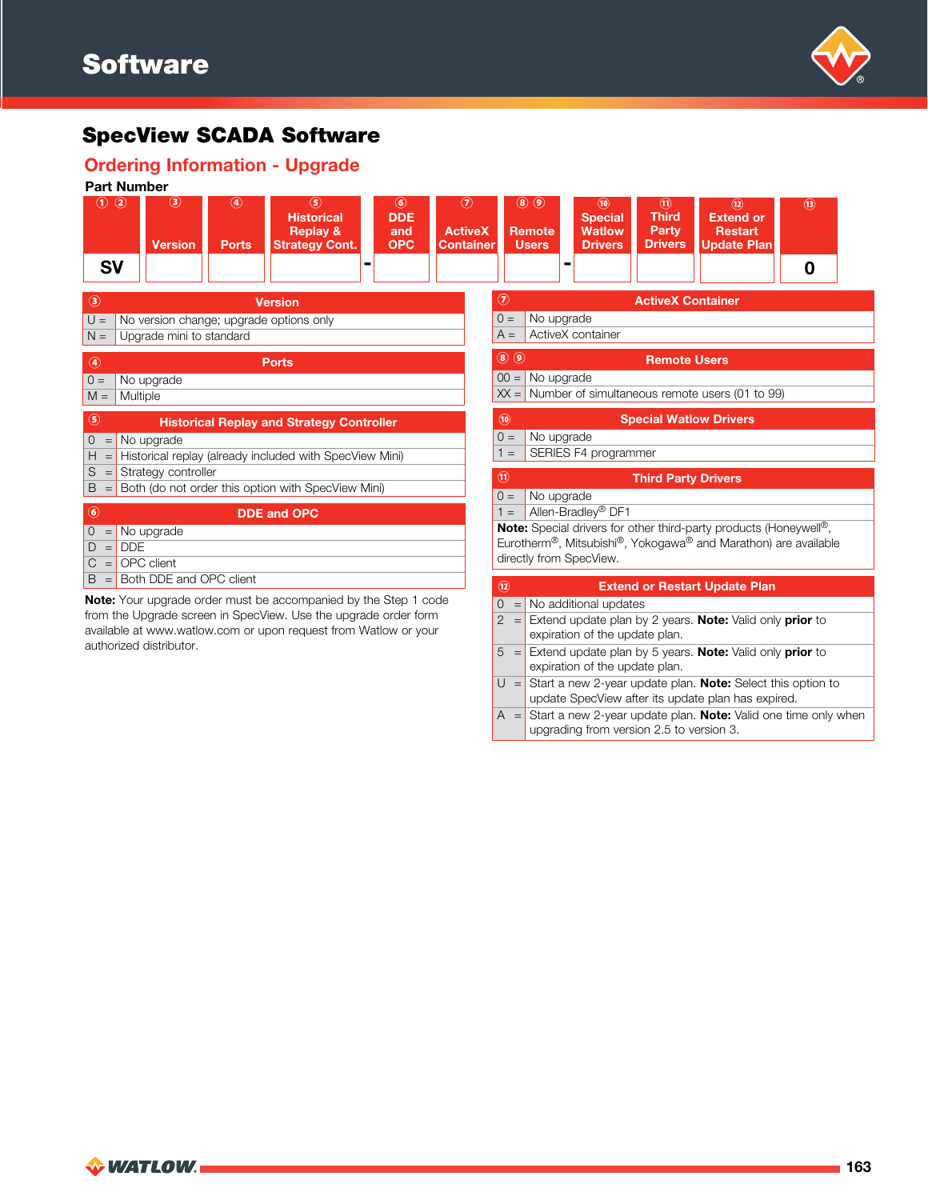# Software

## SpecView SCADA Software

### Ordering Information - Upgrade

**Part Number**

| ① ② | ③ Version | ④ Ports | ⑤ Historical Replay & Strategy Cont. | - | ⑥ DDE and OPC | ⑦ ActiveX Container | ⑧ ⑨ Remote Users | - | ⑩ Special Watlow Drivers | ⑪ Third Party Drivers | ⑫ Extend or Restart Update Plan | ⑬ |
|---|---|---|---|---|---|---|---|---|---|---|---|---|
| SV | | | | - | | | | - | | | | 0 |

| ③ | Version |
|---|---|
| U = | No version change; upgrade options only |
| N = | Upgrade mini to standard |

| ④ | Ports |
|---|---|
| 0 = | No upgrade |
| M = | Multiple |

| ⑤ | Historical Replay and Strategy Controller |
|---|---|
| 0 = | No upgrade |
| H = | Historical replay (already included with SpecView Mini) |
| S = | Strategy controller |
| B = | Both (do not order this option with SpecView Mini) |

| ⑥ | DDE and OPC |
|---|---|
| 0 = | No upgrade |
| D = | DDE |
| C = | OPC client |
| B = | Both DDE and OPC client |

**Note:** Your upgrade order must be accompanied by the Step 1 code from the Upgrade screen in SpecView. Use the upgrade order form available at www.watlow.com or upon request from Watlow or your authorized distributor.

| ⑦ | ActiveX Container |
|---|---|
| 0 = | No upgrade |
| A = | ActiveX container |

| ⑧ ⑨ | Remote Users |
|---|---|
| 00 = | No upgrade |
| XX = | Number of simultaneous remote users (01 to 99) |

| ⑩ | Special Watlow Drivers |
|---|---|
| 0 = | No upgrade |
| 1 = | SERIES F4 programmer |

| ⑪ | Third Party Drivers |
|---|---|
| 0 = | No upgrade |
| 1 = | Allen-Bradley® DF1 |

**Note:** Special drivers for other third-party products (Honeywell®, Eurotherm®, Mitsubishi®, Yokogawa® and Marathon) are available directly from SpecView.

| ⑫ | Extend or Restart Update Plan |
|---|---|
| 0 = | No additional updates |
| 2 = | Extend update plan by 2 years. **Note:** Valid only **prior** to expiration of the update plan. |
| 5 = | Extend update plan by 5 years. **Note:** Valid only **prior** to expiration of the update plan. |
| U = | Start a new 2-year update plan. **Note:** Select this option to update SpecView after its update plan has expired. |
| A = | Start a new 2-year update plan. **Note:** Valid one time only when upgrading from version 2.5 to version 3. |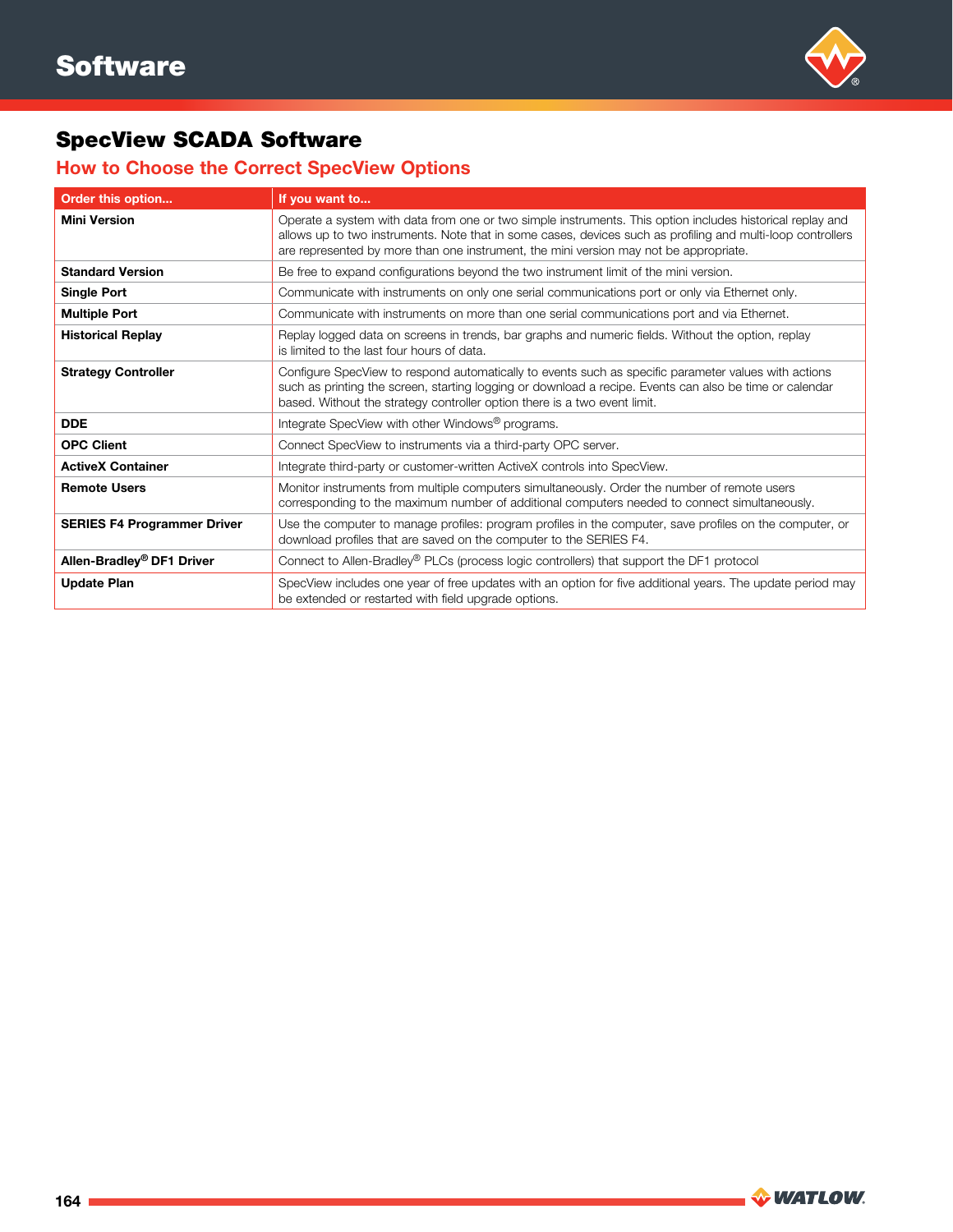# Software

## SpecView SCADA Software

### How to Choose the Correct SpecView Options

| Order this option... | If you want to... |
|---|---|
| **Mini Version** | Operate a system with data from one or two simple instruments. This option includes historical replay and allows up to two instruments. Note that in some cases, devices such as profiling and multi-loop controllers are represented by more than one instrument, the mini version may not be appropriate. |
| **Standard Version** | Be free to expand configurations beyond the two instrument limit of the mini version. |
| **Single Port** | Communicate with instruments on only one serial communications port or only via Ethernet only. |
| **Multiple Port** | Communicate with instruments on more than one serial communications port and via Ethernet. |
| **Historical Replay** | Replay logged data on screens in trends, bar graphs and numeric fields. Without the option, replay is limited to the last four hours of data. |
| **Strategy Controller** | Configure SpecView to respond automatically to events such as specific parameter values with actions such as printing the screen, starting logging or download a recipe. Events can also be time or calendar based. Without the strategy controller option there is a two event limit. |
| **DDE** | Integrate SpecView with other Windows® programs. |
| **OPC Client** | Connect SpecView to instruments via a third-party OPC server. |
| **ActiveX Container** | Integrate third-party or customer-written ActiveX controls into SpecView. |
| **Remote Users** | Monitor instruments from multiple computers simultaneously. Order the number of remote users corresponding to the maximum number of additional computers needed to connect simultaneously. |
| **SERIES F4 Programmer Driver** | Use the computer to manage profiles: program profiles in the computer, save profiles on the computer, or download profiles that are saved on the computer to the SERIES F4. |
| **Allen-Bradley® DF1 Driver** | Connect to Allen-Bradley® PLCs (process logic controllers) that support the DF1 protocol |
| **Update Plan** | SpecView includes one year of free updates with an option for five additional years. The update period may be extended or restarted with field upgrade options. |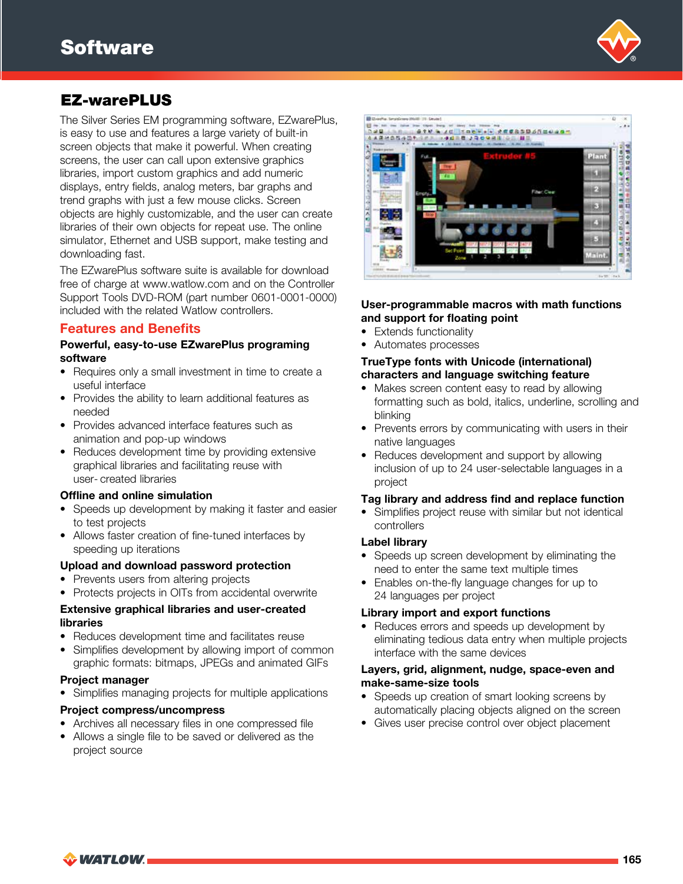# Software

## EZ-warePLUS

The Silver Series EM programming software, EZwarePlus, is easy to use and features a large variety of built-in screen objects that make it powerful. When creating screens, the user can call upon extensive graphics libraries, import custom graphics and add numeric displays, entry fields, analog meters, bar graphs and trend graphs with just a few mouse clicks. Screen objects are highly customizable, and the user can create libraries of their own objects for repeat use. The online simulator, Ethernet and USB support, make testing and downloading fast.

The EZwarePlus software suite is available for download free of charge at www.watlow.com and on the Controller Support Tools DVD-ROM (part number 0601-0001-0000) included with the related Watlow controllers.

### Features and Benefits

**Powerful, easy-to-use EZwarePlus programing software**

- Requires only a small investment in time to create a useful interface
- Provides the ability to learn additional features as needed
- Provides advanced interface features such as animation and pop-up windows
- Reduces development time by providing extensive graphical libraries and facilitating reuse with user- created libraries

**Offline and online simulation**

- Speeds up development by making it faster and easier to test projects
- Allows faster creation of fine-tuned interfaces by speeding up iterations

**Upload and download password protection**

- Prevents users from altering projects
- Protects projects in OITs from accidental overwrite

**Extensive graphical libraries and user-created libraries**

- Reduces development time and facilitates reuse
- Simplifies development by allowing import of common graphic formats: bitmaps, JPEGs and animated GIFs

**Project manager**

- Simplifies managing projects for multiple applications

**Project compress/uncompress**

- Archives all necessary files in one compressed file
- Allows a single file to be saved or delivered as the project source

**User-programmable macros with math functions and support for floating point**

- Extends functionality
- Automates processes

**TrueType fonts with Unicode (international) characters and language switching feature**

- Makes screen content easy to read by allowing formatting such as bold, italics, underline, scrolling and blinking
- Prevents errors by communicating with users in their native languages
- Reduces development and support by allowing inclusion of up to 24 user-selectable languages in a project

**Tag library and address find and replace function**

- Simplifies project reuse with similar but not identical controllers

**Label library**

- Speeds up screen development by eliminating the need to enter the same text multiple times
- Enables on-the-fly language changes for up to 24 languages per project

**Library import and export functions**

- Reduces errors and speeds up development by eliminating tedious data entry when multiple projects interface with the same devices

**Layers, grid, alignment, nudge, space-even and make-same-size tools**

- Speeds up creation of smart looking screens by automatically placing objects aligned on the screen
- Gives user precise control over object placement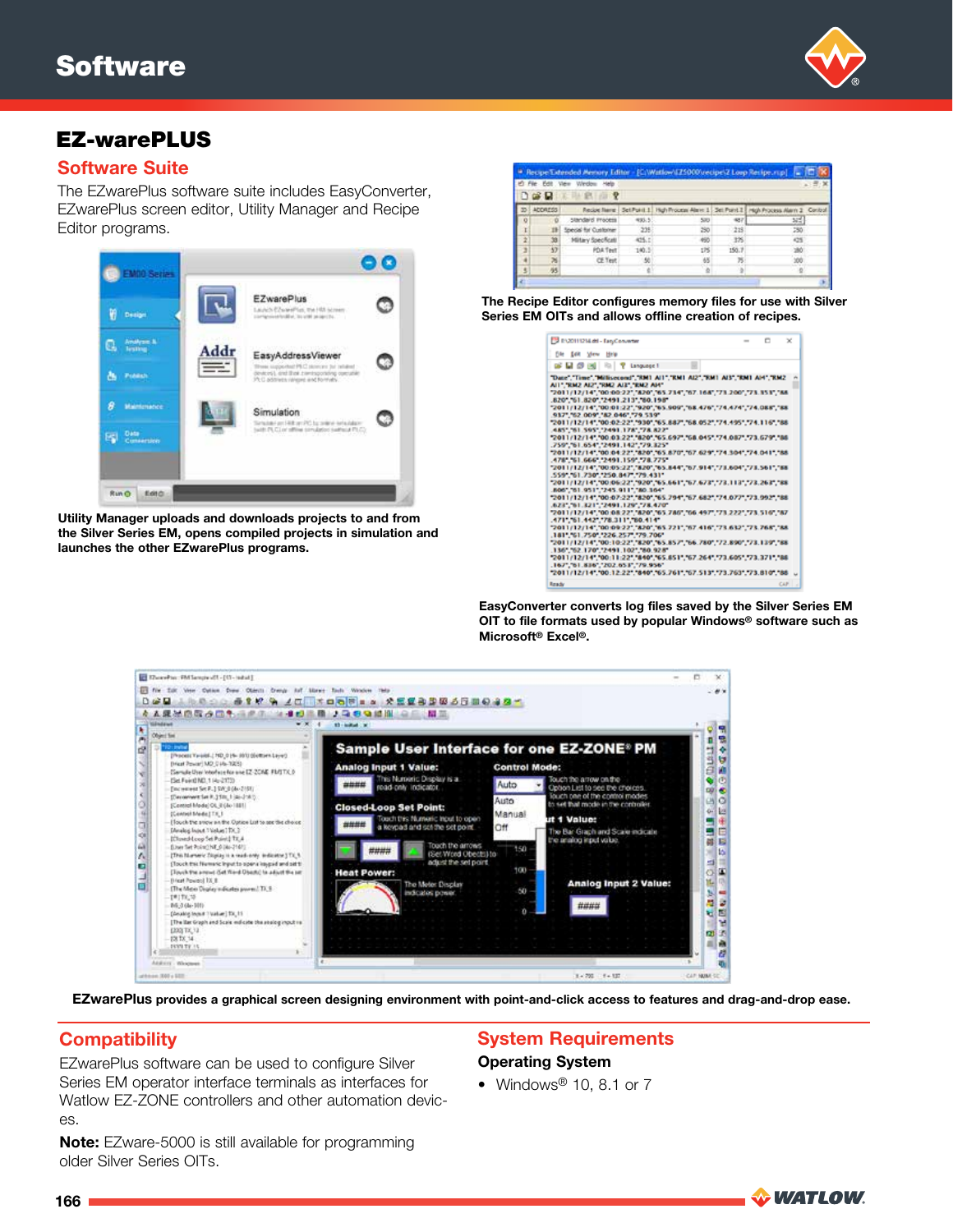# Software

## EZ-warePLUS

### Software Suite

The EZwarePlus software suite includes EasyConverter, EZwarePlus screen editor, Utility Manager and Recipe Editor programs.

**Utility Manager uploads and downloads projects to and from the Silver Series EM, opens compiled projects in simulation and launches the other EZwarePlus programs.**

**The Recipe Editor configures memory files for use with Silver Series EM OITs and allows offline creation of recipes.**

**EasyConverter converts log files saved by the Silver Series EM OIT to file formats used by popular Windows® software such as Microsoft® Excel®.**

**EZwarePlus provides a graphical screen designing environment with point-and-click access to features and drag-and-drop ease.**

### Compatibility

EZwarePlus software can be used to configure Silver Series EM operator interface terminals as interfaces for Watlow EZ-ZONE controllers and other automation devices.

**Note:** EZware-5000 is still available for programming older Silver Series OITs.

### System Requirements

**Operating System**

- Windows® 10, 8.1 or 7